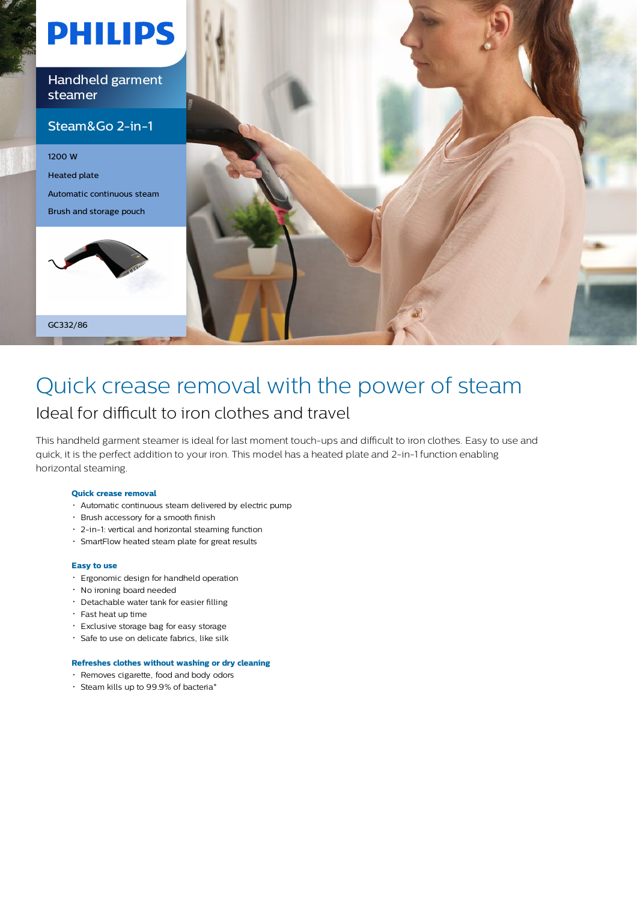PHILIPS

Handheld garment steamer

Steam&Go 2-in-1

1200 W

Heated plate

Automatic continuous steam

Brush and storage pouch

GC332/86

# Quick crease removal with the power of steam

## Ideal for difficult to iron clothes and travel

This handheld garment steamer is ideal for last moment touch-ups and difficult to iron clothes. Easy to use and quick, it is the perfect addition to your iron. This model has a heated plate and 2-in-1 function enabling horizontal steaming.

**Quick crease removal**

- Automatic continuous steam delivered by electric pump
- Brush accessory for a smooth finish
- 2-in-1: vertical and horizontal steaming function
- SmartFlow heated steam plate for great results

**Easy to use**

- Ergonomic design for handheld operation
- No ironing board needed
- Detachable water tank for easier filling
- Fast heat up time
- Exclusive storage bag for easy storage
- Safe to use on delicate fabrics, like silk

**Refreshes clothes without washing or dry cleaning**

- Removes cigarette, food and body odors
- Steam kills up to 99.9% of bacteria*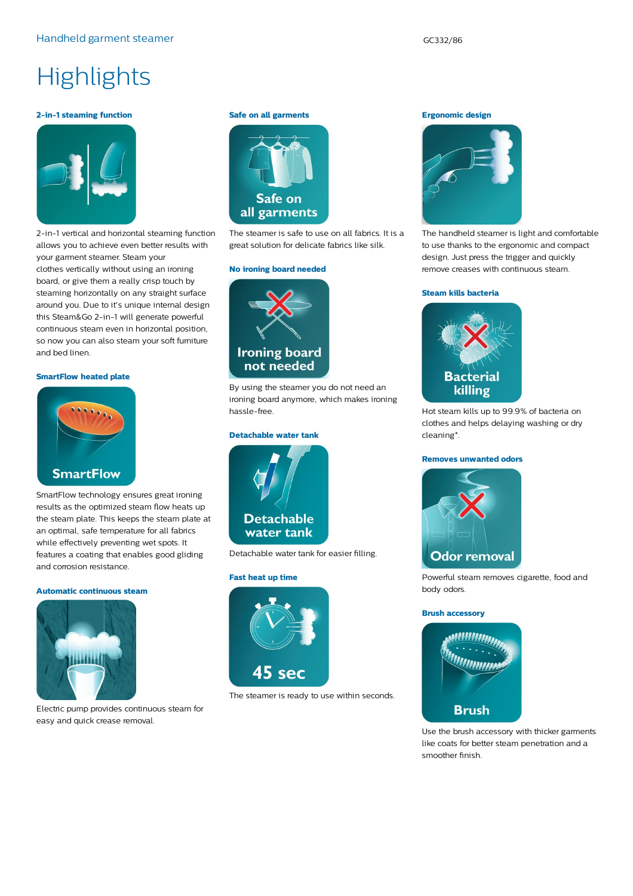# Highlights

### 2-in-1 steaming function

2-in-1 vertical and horizontal steaming function allows you to achieve even better results with your garment steamer. Steam your clothes vertically without using an ironing board, or give them a really crisp touch by steaming horizontally on any straight surface around you. Due to it's unique internal design this Steam&Go 2-in-1 will generate powerful continuous steam even in horizontal position, so now you can also steam your soft furniture and bed linen.

### SmartFlow heated plate

SmartFlow technology ensures great ironing results as the optimized steam flow heats up the steam plate. This keeps the steam plate at an optimal, safe temperature for all fabrics while effectively preventing wet spots. It features a coating that enables good gliding and corrosion resistance.

### Automatic continuous steam

Electric pump provides continuous steam for easy and quick crease removal.

### Safe on all garments

The steamer is safe to use on all fabrics. It is a great solution for delicate fabrics like silk.

### No ironing board needed

By using the steamer you do not need an ironing board anymore, which makes ironing hassle-free.

### Detachable water tank

Detachable water tank for easier filling.

### Fast heat up time

The steamer is ready to use within seconds.

### Ergonomic design

The handheld steamer is light and comfortable to use thanks to the ergonomic and compact design. Just press the trigger and quickly remove creases with continuous steam.

### Steam kills bacteria

Hot steam kills up to 99.9% of bacteria on clothes and helps delaying washing or dry cleaning*.

### Removes unwanted odors

Powerful steam removes cigarette, food and body odors.

### Brush accessory

Use the brush accessory with thicker garments like coats for better steam penetration and a smoother finish.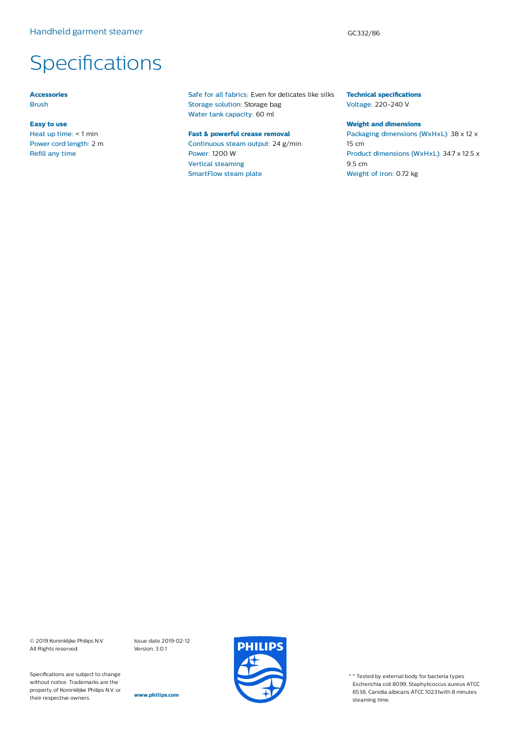# Specifications

**Accessories**
Brush

**Easy to use**
Heat up time: < 1 min
Power cord length: 2 m
Refill any time

Safe for all fabrics: Even for delicates like silks
Storage solution: Storage bag
Water tank capacity: 60 ml

**Fast & powerful crease removal**
Continuous steam output: 24 g/min
Power: 1200 W
Vertical steaming
SmartFlow steam plate

**Technical specifications**
Voltage: 220-240 V

**Weight and dimensions**
Packaging dimensions (WxHxL): 38 x 12 x 15 cm
Product dimensions (WxHxL): 34.7 x 12.5 x 9.5 cm
Weight of iron: 0.72 kg

© 2019 Koninklijke Philips N.V.
All Rights reserved.

Specifications are subject to change without notice. Trademarks are the property of Koninklijke Philips N.V. or their respective owners.

Issue date 2019-02-12
Version: 3.0.1

www.philips.com

* * Tested by external body for bacteria types Escherichia coli 8099, Staphylicoccus aureus ATCC 6538, Canidia albicans ATCC 10231with 8 minutes steaming time.